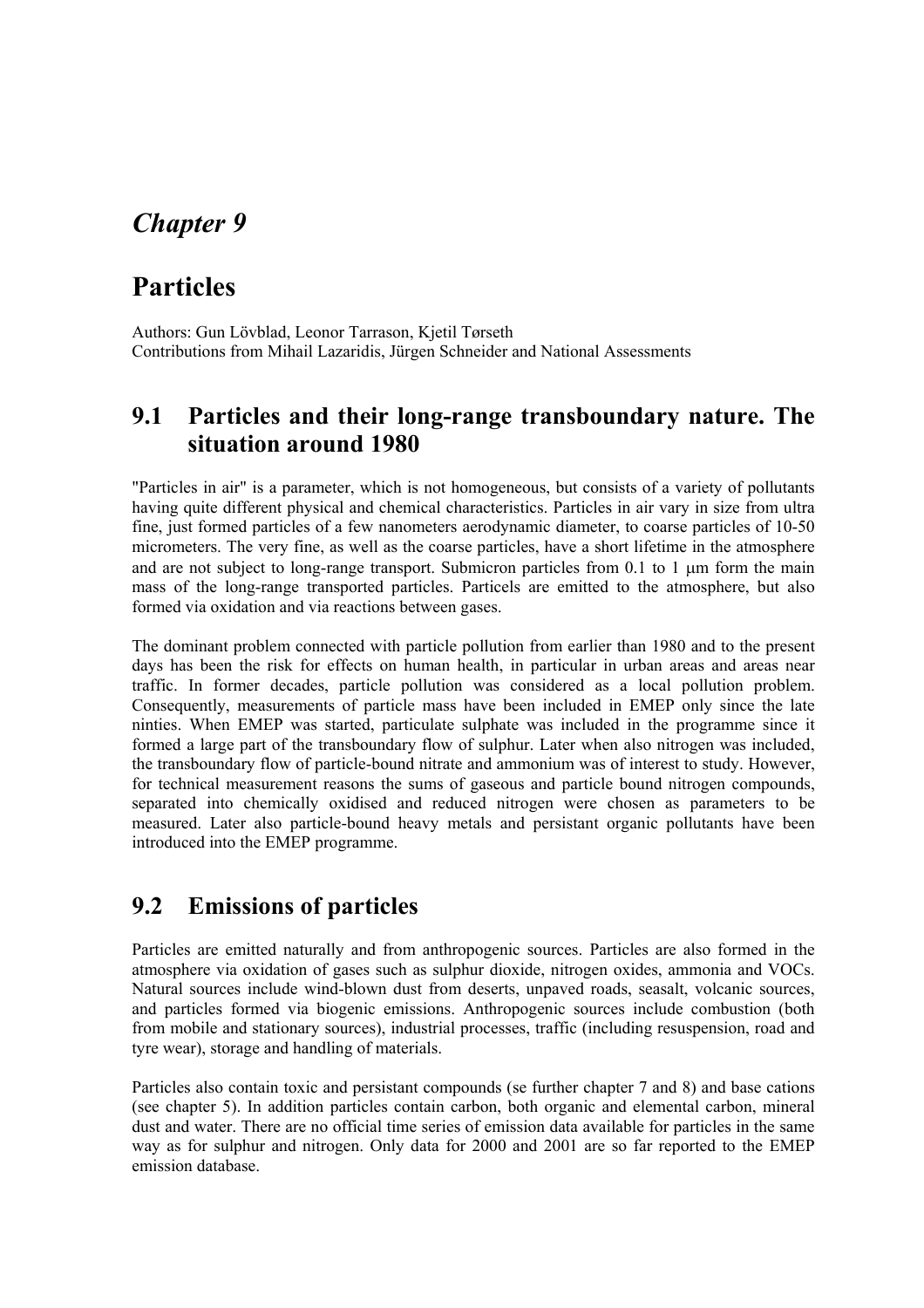# *Chapter 9*

# Particles

Authors: Gun Lövblad, Leonor Tarrason, Kjetil Tørseth
Contributions from Mihail Lazaridis, Jürgen Schneider and National Assessments

## 9.1 Particles and their long-range transboundary nature. The situation around 1980

"Particles in air" is a parameter, which is not homogeneous, but consists of a variety of pollutants having quite different physical and chemical characteristics. Particles in air vary in size from ultra fine, just formed particles of a few nanometers aerodynamic diameter, to coarse particles of 10-50 micrometers. The very fine, as well as the coarse particles, have a short lifetime in the atmosphere and are not subject to long-range transport. Submicron particles from 0.1 to 1 µm form the main mass of the long-range transported particles. Particels are emitted to the atmosphere, but also formed via oxidation and via reactions between gases.

The dominant problem connected with particle pollution from earlier than 1980 and to the present days has been the risk for effects on human health, in particular in urban areas and areas near traffic. In former decades, particle pollution was considered as a local pollution problem. Consequently, measurements of particle mass have been included in EMEP only since the late ninties. When EMEP was started, particulate sulphate was included in the programme since it formed a large part of the transboundary flow of sulphur. Later when also nitrogen was included, the transboundary flow of particle-bound nitrate and ammonium was of interest to study. However, for technical measurement reasons the sums of gaseous and particle bound nitrogen compounds, separated into chemically oxidised and reduced nitrogen were chosen as parameters to be measured. Later also particle-bound heavy metals and persistant organic pollutants have been introduced into the EMEP programme.

## 9.2 Emissions of particles

Particles are emitted naturally and from anthropogenic sources. Particles are also formed in the atmosphere via oxidation of gases such as sulphur dioxide, nitrogen oxides, ammonia and VOCs. Natural sources include wind-blown dust from deserts, unpaved roads, seasalt, volcanic sources, and particles formed via biogenic emissions. Anthropogenic sources include combustion (both from mobile and stationary sources), industrial processes, traffic (including resuspension, road and tyre wear), storage and handling of materials.

Particles also contain toxic and persistant compounds (se further chapter 7 and 8) and base cations (see chapter 5). In addition particles contain carbon, both organic and elemental carbon, mineral dust and water. There are no official time series of emission data available for particles in the same way as for sulphur and nitrogen. Only data for 2000 and 2001 are so far reported to the EMEP emission database.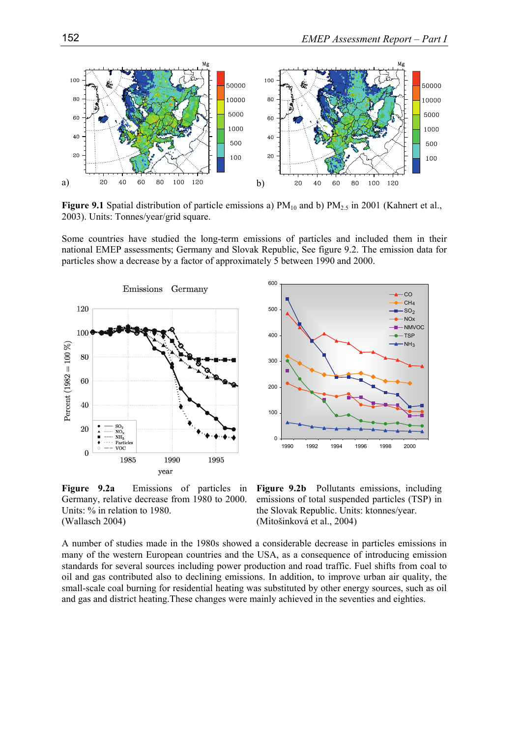**Figure 9.1** Spatial distribution of particle emissions a) $PM_{10}$ and b) $PM_{2.5}$ in 2001 (Kahnert et al., 2003). Units: Tonnes/year/grid square.

Some countries have studied the long-term emissions of particles and included them in their national EMEP assessments; Germany and Slovak Republic, See figure 9.2. The emission data for particles show a decrease by a factor of approximately 5 between 1990 and 2000.

**Figure 9.2a** Emissions of particles in Germany, relative decrease from 1980 to 2000. Units: % in relation to 1980. (Wallasch 2004)

**Figure 9.2b** Pollutants emissions, including emissions of total suspended particles (TSP) in the Slovak Republic. Units: ktonnes/year. (Mitošinková et al., 2004)

A number of studies made in the 1980s showed a considerable decrease in particles emissions in many of the western European countries and the USA, as a consequence of introducing emission standards for several sources including power production and road traffic. Fuel shifts from coal to oil and gas contributed also to declining emissions. In addition, to improve urban air quality, the small-scale coal burning for residential heating was substituted by other energy sources, such as oil and gas and district heating.These changes were mainly achieved in the seventies and eighties.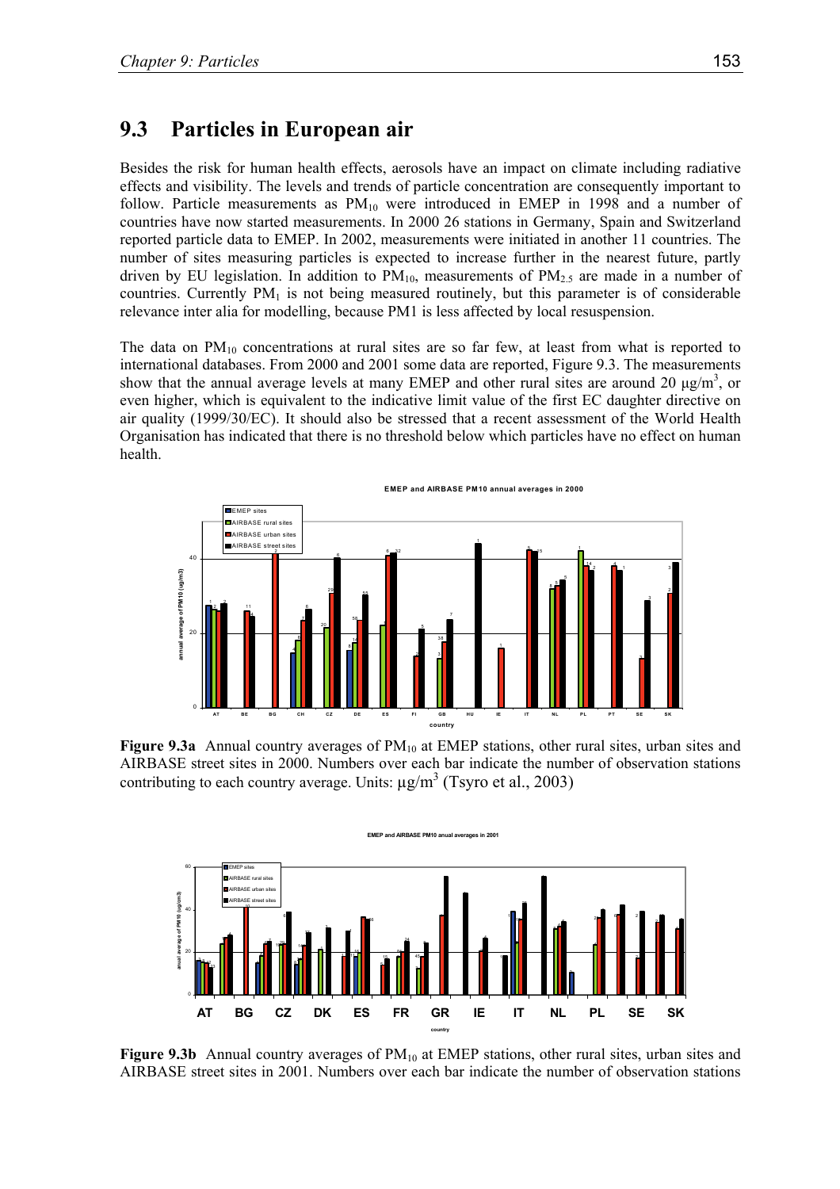## 9.3 Particles in European air

Besides the risk for human health effects, aerosols have an impact on climate including radiative effects and visibility. The levels and trends of particle concentration are consequently important to follow. Particle measurements as $PM_{10}$ were introduced in EMEP in 1998 and a number of countries have now started measurements. In 2000 26 stations in Germany, Spain and Switzerland reported particle data to EMEP. In 2002, measurements were initiated in another 11 countries. The number of sites measuring particles is expected to increase further in the nearest future, partly driven by EU legislation. In addition to $PM_{10}$, measurements of $PM_{2.5}$ are made in a number of countries. Currently $PM_1$ is not being measured routinely, but this parameter is of considerable relevance inter alia for modelling, because PM1 is less affected by local resuspension.

The data on $PM_{10}$ concentrations at rural sites are so far few, at least from what is reported to international databases. From 2000 and 2001 some data are reported, Figure 9.3. The measurements show that the annual average levels at many EMEP and other rural sites are around 20 µg/m$^3$, or even higher, which is equivalent to the indicative limit value of the first EC daughter directive on air quality (1999/30/EC). It should also be stressed that a recent assessment of the World Health Organisation has indicated that there is no threshold below which particles have no effect on human health.

**Figure 9.3a** Annual country averages of $PM_{10}$ at EMEP stations, other rural sites, urban sites and AIRBASE street sites in 2000. Numbers over each bar indicate the number of observation stations contributing to each country average. Units: µg/m$^3$ (Tsyro et al., 2003)

**Figure 9.3b** Annual country averages of $PM_{10}$ at EMEP stations, other rural sites, urban sites and AIRBASE street sites in 2001. Numbers over each bar indicate the number of observation stations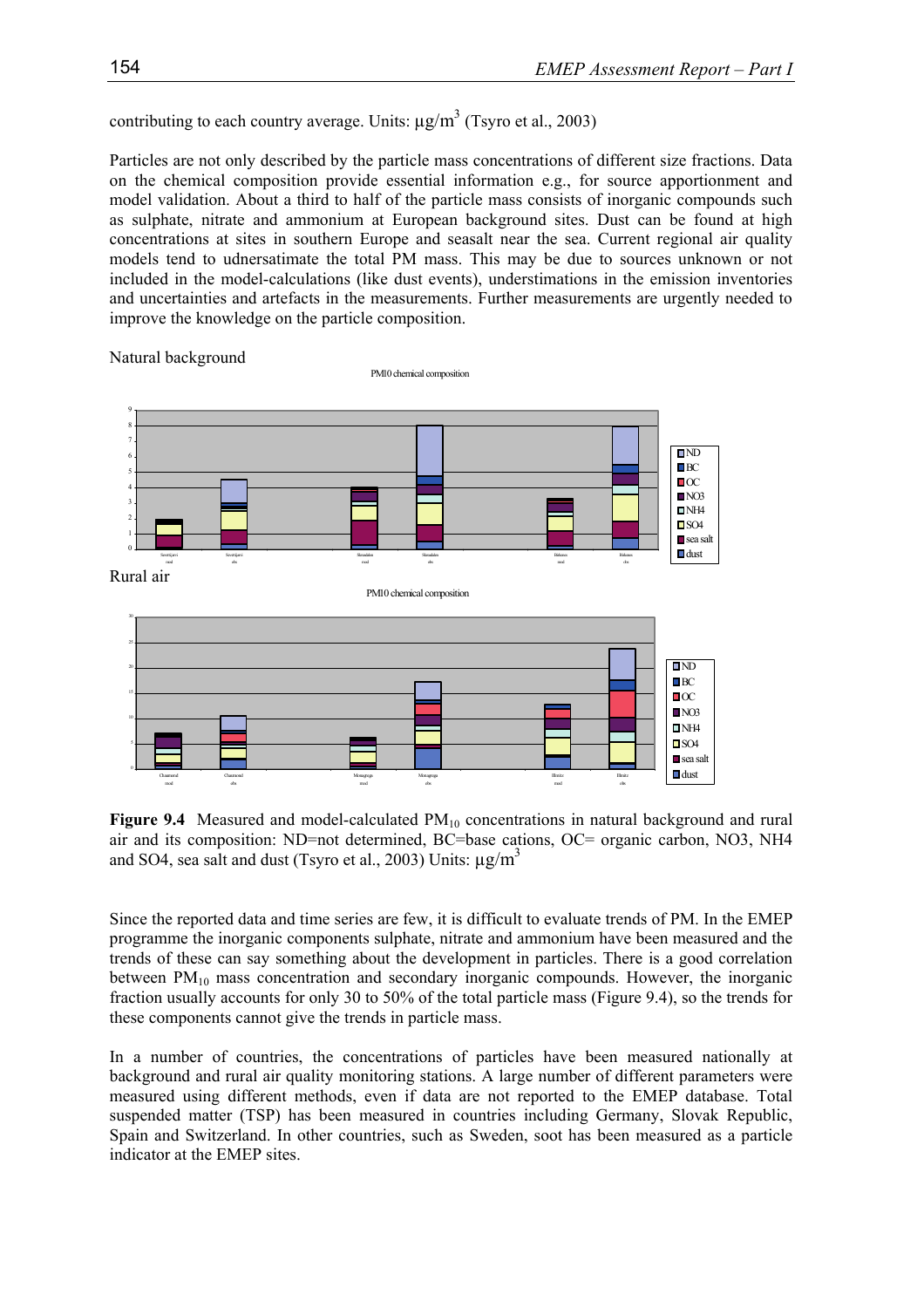contributing to each country average. Units: $\mu g/m^3$ (Tsyro et al., 2003)

Particles are not only described by the particle mass concentrations of different size fractions. Data on the chemical composition provide essential information e.g., for source apportionment and model validation. About a third to half of the particle mass consists of inorganic compounds such as sulphate, nitrate and ammonium at European background sites. Dust can be found at high concentrations at sites in southern Europe and seasalt near the sea. Current regional air quality models tend to udnersatimate the total PM mass. This may be due to sources unknown or not included in the model-calculations (like dust events), understimations in the emission inventories and uncertainties and artefacts in the measurements. Further measurements are urgently needed to improve the knowledge on the particle composition.

Natural background

PM10 chemical composition

Rural air

PM10 chemical composition

**Figure 9.4** Measured and model-calculated $PM_{10}$ concentrations in natural background and rural air and its composition: ND=not determined, BC=base cations, OC= organic carbon, NO3, NH4 and SO4, sea salt and dust (Tsyro et al., 2003) Units: $\mu g/m^3$

Since the reported data and time series are few, it is difficult to evaluate trends of PM. In the EMEP programme the inorganic components sulphate, nitrate and ammonium have been measured and the trends of these can say something about the development in particles. There is a good correlation between $PM_{10}$ mass concentration and secondary inorganic compounds. However, the inorganic fraction usually accounts for only 30 to 50% of the total particle mass (Figure 9.4), so the trends for these components cannot give the trends in particle mass.

In a number of countries, the concentrations of particles have been measured nationally at background and rural air quality monitoring stations. A large number of different parameters were measured using different methods, even if data are not reported to the EMEP database. Total suspended matter (TSP) has been measured in countries including Germany, Slovak Republic, Spain and Switzerland. In other countries, such as Sweden, soot has been measured as a particle indicator at the EMEP sites.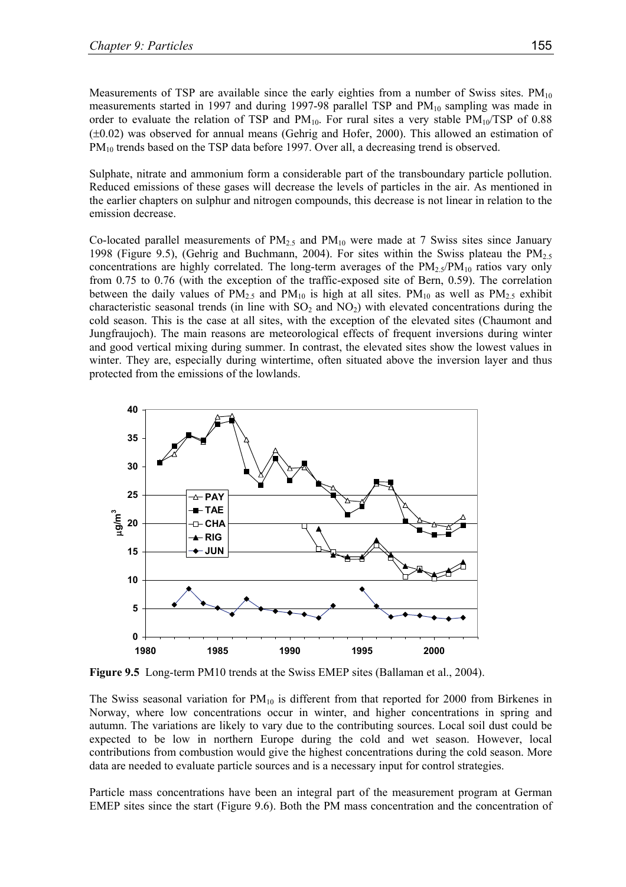Measurements of TSP are available since the early eighties from a number of Swiss sites. $PM_{10}$ measurements started in 1997 and during 1997-98 parallel TSP and $PM_{10}$ sampling was made in order to evaluate the relation of TSP and $PM_{10}$. For rural sites a very stable $PM_{10}$/TSP of 0.88 (±0.02) was observed for annual means (Gehrig and Hofer, 2000). This allowed an estimation of $PM_{10}$ trends based on the TSP data before 1997. Over all, a decreasing trend is observed.

Sulphate, nitrate and ammonium form a considerable part of the transboundary particle pollution. Reduced emissions of these gases will decrease the levels of particles in the air. As mentioned in the earlier chapters on sulphur and nitrogen compounds, this decrease is not linear in relation to the emission decrease.

Co-located parallel measurements of $PM_{2.5}$ and $PM_{10}$ were made at 7 Swiss sites since January 1998 (Figure 9.5), (Gehrig and Buchmann, 2004). For sites within the Swiss plateau the $PM_{2.5}$ concentrations are highly correlated. The long-term averages of the $PM_{2.5}$/$PM_{10}$ ratios vary only from 0.75 to 0.76 (with the exception of the traffic-exposed site of Bern, 0.59). The correlation between the daily values of $PM_{2.5}$ and $PM_{10}$ is high at all sites. $PM_{10}$ as well as $PM_{2.5}$ exhibit characteristic seasonal trends (in line with $SO_2$ and $NO_2$) with elevated concentrations during the cold season. This is the case at all sites, with the exception of the elevated sites (Chaumont and Jungfraujoch). The main reasons are meteorological effects of frequent inversions during winter and good vertical mixing during summer. In contrast, the elevated sites show the lowest values in winter. They are, especially during wintertime, often situated above the inversion layer and thus protected from the emissions of the lowlands.

**Figure 9.5** Long-term PM10 trends at the Swiss EMEP sites (Ballaman et al., 2004).

The Swiss seasonal variation for $PM_{10}$ is different from that reported for 2000 from Birkenes in Norway, where low concentrations occur in winter, and higher concentrations in spring and autumn. The variations are likely to vary due to the contributing sources. Local soil dust could be expected to be low in northern Europe during the cold and wet season. However, local contributions from combustion would give the highest concentrations during the cold season. More data are needed to evaluate particle sources and is a necessary input for control strategies.

Particle mass concentrations have been an integral part of the measurement program at German EMEP sites since the start (Figure 9.6). Both the PM mass concentration and the concentration of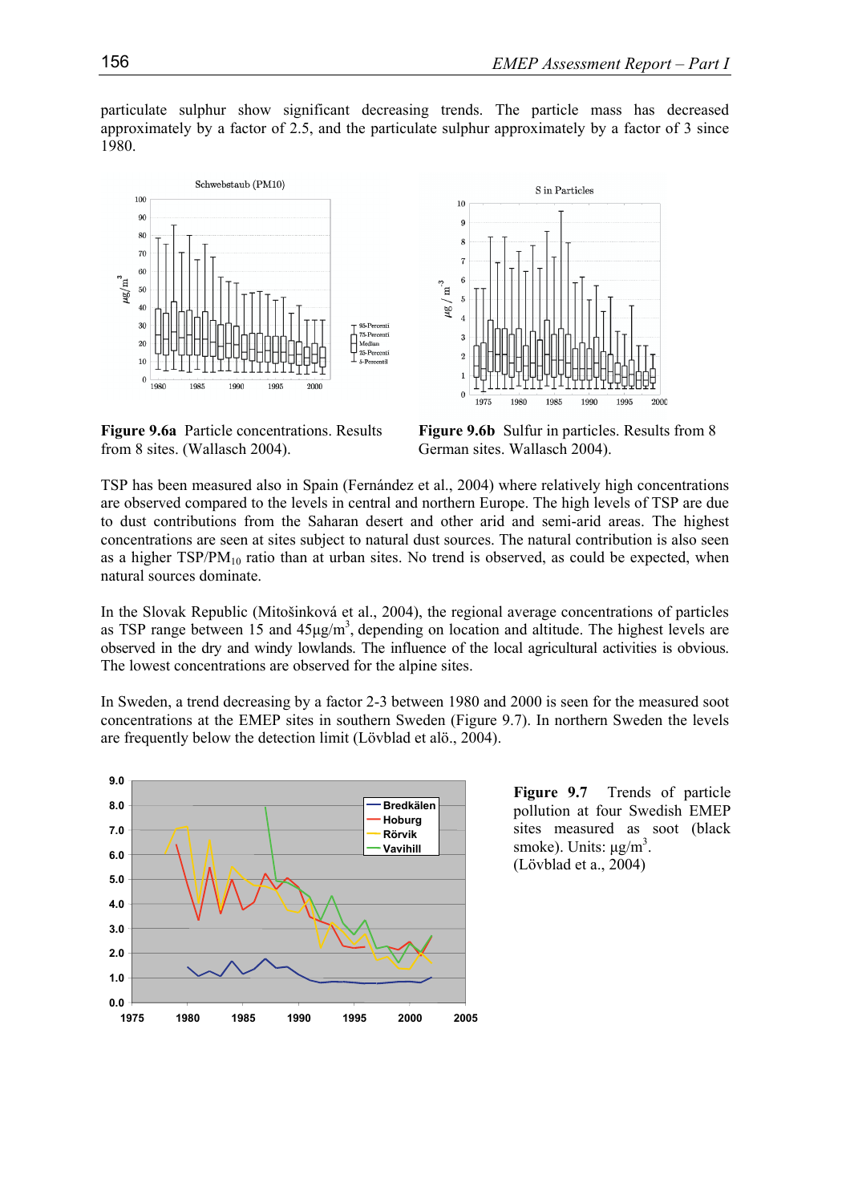particulate sulphur show significant decreasing trends. The particle mass has decreased approximately by a factor of 2.5, and the particulate sulphur approximately by a factor of 3 since 1980.

**Figure 9.6a** Particle concentrations. Results from 8 sites. (Wallasch 2004).

**Figure 9.6b** Sulfur in particles. Results from 8 German sites. Wallasch 2004).

TSP has been measured also in Spain (Fernández et al., 2004) where relatively high concentrations are observed compared to the levels in central and northern Europe. The high levels of TSP are due to dust contributions from the Saharan desert and other arid and semi-arid areas. The highest concentrations are seen at sites subject to natural dust sources. The natural contribution is also seen as a higher $TSP/PM_{10}$ ratio than at urban sites. No trend is observed, as could be expected, when natural sources dominate.

In the Slovak Republic (Mitošinková et al., 2004), the regional average concentrations of particles as TSP range between 15 and 45µg/m$^3$, depending on location and altitude. The highest levels are observed in the dry and windy lowlands. The influence of the local agricultural activities is obvious. The lowest concentrations are observed for the alpine sites.

In Sweden, a trend decreasing by a factor 2-3 between 1980 and 2000 is seen for the measured soot concentrations at the EMEP sites in southern Sweden (Figure 9.7). In northern Sweden the levels are frequently below the detection limit (Lövblad et alö., 2004).

**Figure 9.7** Trends of particle pollution at four Swedish EMEP sites measured as soot (black smoke). Units: µg/m$^3$. (Lövblad et a., 2004)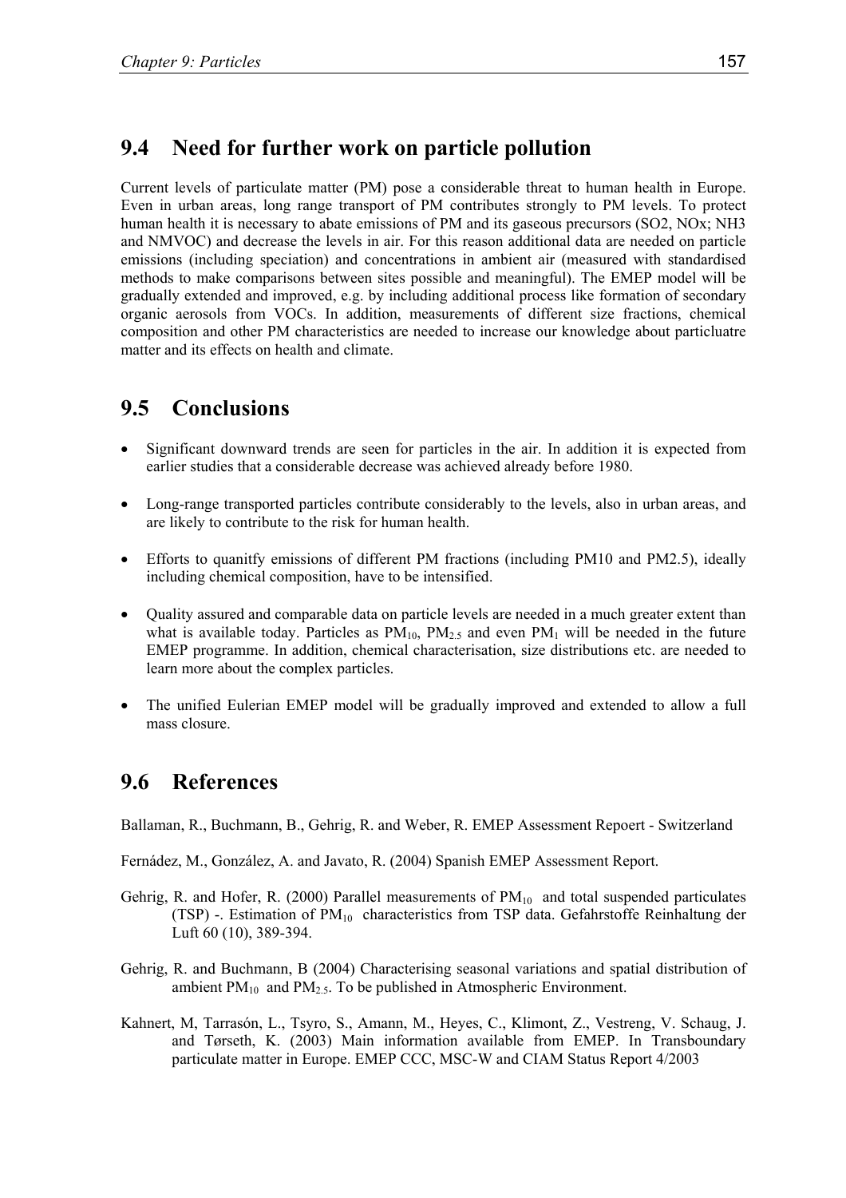## 9.4 Need for further work on particle pollution

Current levels of particulate matter (PM) pose a considerable threat to human health in Europe. Even in urban areas, long range transport of PM contributes strongly to PM levels. To protect human health it is necessary to abate emissions of PM and its gaseous precursors (SO2, NOx; NH3 and NMVOC) and decrease the levels in air. For this reason additional data are needed on particle emissions (including speciation) and concentrations in ambient air (measured with standardised methods to make comparisons between sites possible and meaningful). The EMEP model will be gradually extended and improved, e.g. by including additional process like formation of secondary organic aerosols from VOCs. In addition, measurements of different size fractions, chemical composition and other PM characteristics are needed to increase our knowledge about particluatre matter and its effects on health and climate.

## 9.5 Conclusions

- Significant downward trends are seen for particles in the air. In addition it is expected from earlier studies that a considerable decrease was achieved already before 1980.
- Long-range transported particles contribute considerably to the levels, also in urban areas, and are likely to contribute to the risk for human health.
- Efforts to quanitfy emissions of different PM fractions (including PM10 and PM2.5), ideally including chemical composition, have to be intensified.
- Quality assured and comparable data on particle levels are needed in a much greater extent than what is available today. Particles as $PM_{10}$, $PM_{2.5}$ and even $PM_1$ will be needed in the future EMEP programme. In addition, chemical characterisation, size distributions etc. are needed to learn more about the complex particles.
- The unified Eulerian EMEP model will be gradually improved and extended to allow a full mass closure.

## 9.6 References

Ballaman, R., Buchmann, B., Gehrig, R. and Weber, R. EMEP Assessment Repoert - Switzerland

Fernádez, M., González, A. and Javato, R. (2004) Spanish EMEP Assessment Report.

Gehrig, R. and Hofer, R. (2000) Parallel measurements of $PM_{10}$ and total suspended particulates (TSP) -. Estimation of $PM_{10}$ characteristics from TSP data. Gefahrstoffe Reinhaltung der Luft 60 (10), 389-394.

Gehrig, R. and Buchmann, B (2004) Characterising seasonal variations and spatial distribution of ambient $PM_{10}$ and $PM_{2.5}$. To be published in Atmospheric Environment.

Kahnert, M, Tarrasón, L., Tsyro, S., Amann, M., Heyes, C., Klimont, Z., Vestreng, V. Schaug, J. and Tørseth, K. (2003) Main information available from EMEP. In Transboundary particulate matter in Europe. EMEP CCC, MSC-W and CIAM Status Report 4/2003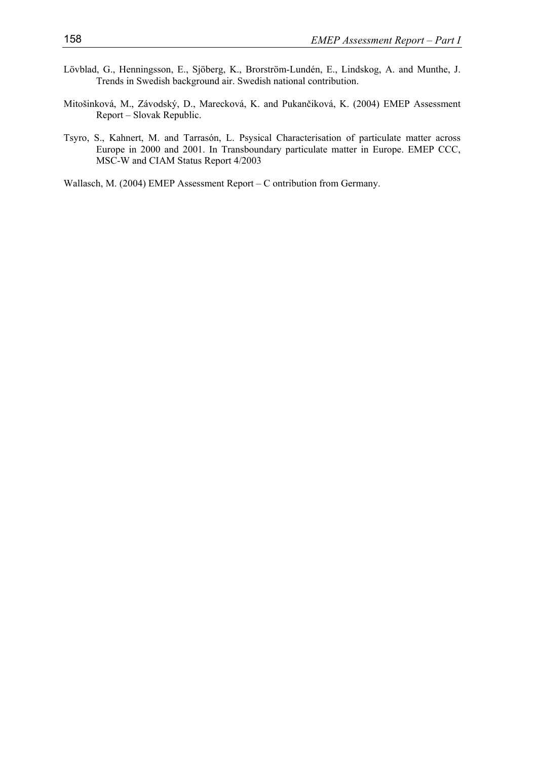Lövblad, G., Henningsson, E., Sjöberg, K., Brorström-Lundén, E., Lindskog, A. and Munthe, J. Trends in Swedish background air. Swedish national contribution.

Mitošinková, M., Závodský, D., Marecková, K. and Pukančiková, K. (2004) EMEP Assessment Report – Slovak Republic.

Tsyro, S., Kahnert, M. and Tarrasón, L. Psysical Characterisation of particulate matter across Europe in 2000 and 2001. In Transboundary particulate matter in Europe. EMEP CCC, MSC-W and CIAM Status Report 4/2003

Wallasch, M. (2004) EMEP Assessment Report – C ontribution from Germany.